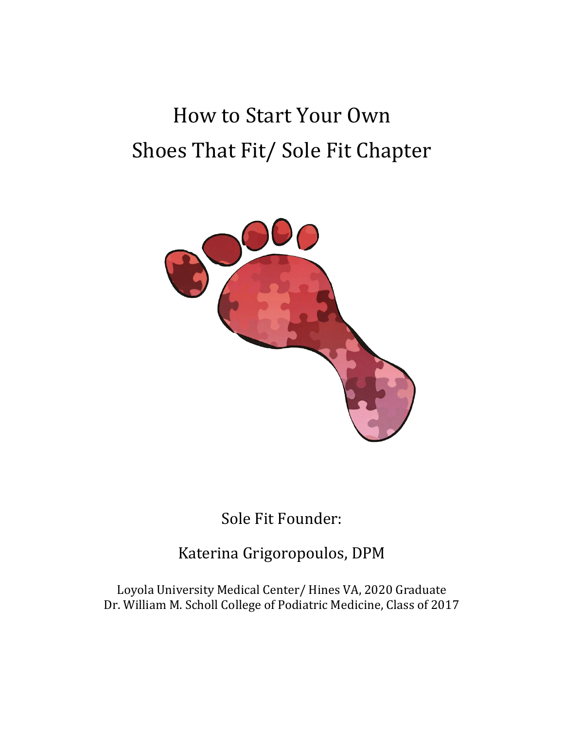# How to Start Your Own Shoes That Fit/ Sole Fit Chapter

Sole Fit Founder:

Katerina Grigoropoulos, DPM

Loyola University Medical Center/ Hines VA, 2020 Graduate
Dr. William M. Scholl College of Podiatric Medicine, Class of 2017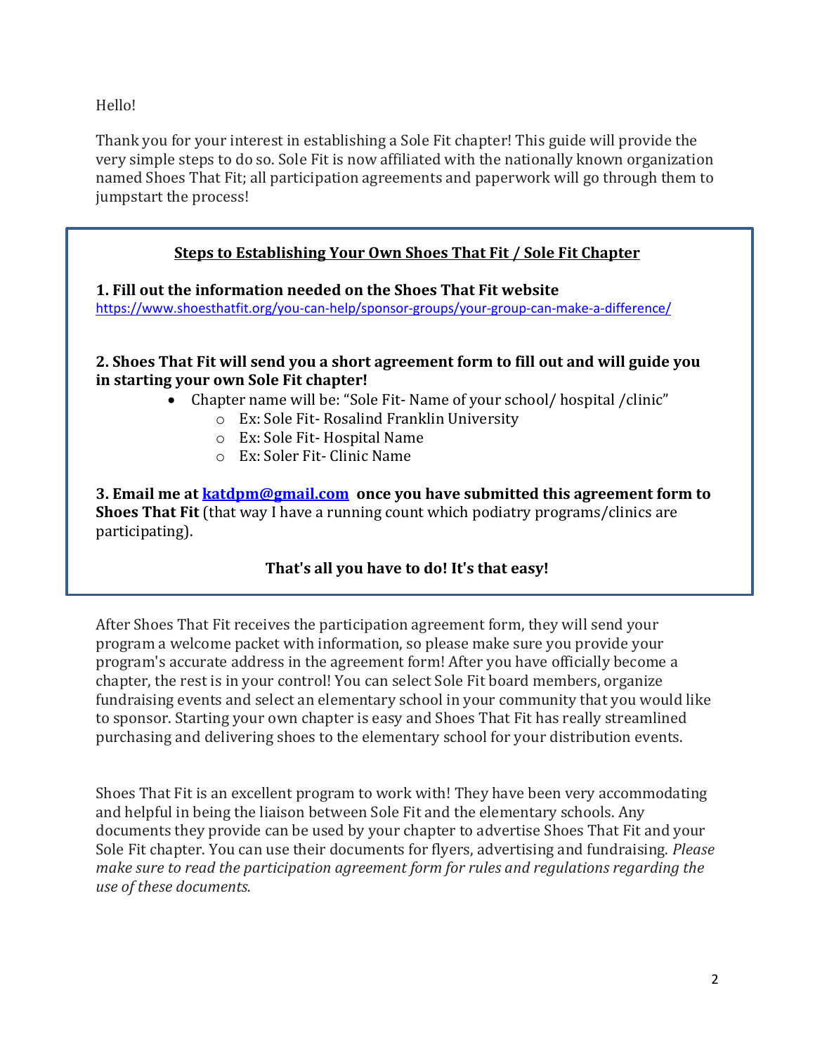Hello!

Thank you for your interest in establishing a Sole Fit chapter! This guide will provide the very simple steps to do so. Sole Fit is now affiliated with the nationally known organization named Shoes That Fit; all participation agreements and paperwork will go through them to jumpstart the process!

## Steps to Establishing Your Own Shoes That Fit / Sole Fit Chapter

**1. Fill out the information needed on the Shoes That Fit website**
https://www.shoesthatfit.org/you-can-help/sponsor-groups/your-group-can-make-a-difference/

**2. Shoes That Fit will send you a short agreement form to fill out and will guide you in starting your own Sole Fit chapter!**

- Chapter name will be: "Sole Fit- Name of your school/ hospital /clinic"
  - Ex: Sole Fit- Rosalind Franklin University
  - Ex: Sole Fit- Hospital Name
  - Ex: Soler Fit- Clinic Name

**3. Email me at katdpm@gmail.com once you have submitted this agreement form to Shoes That Fit** (that way I have a running count which podiatry programs/clinics are participating).

**That's all you have to do! It's that easy!**

After Shoes That Fit receives the participation agreement form, they will send your program a welcome packet with information, so please make sure you provide your program's accurate address in the agreement form! After you have officially become a chapter, the rest is in your control! You can select Sole Fit board members, organize fundraising events and select an elementary school in your community that you would like to sponsor. Starting your own chapter is easy and Shoes That Fit has really streamlined purchasing and delivering shoes to the elementary school for your distribution events.

Shoes That Fit is an excellent program to work with! They have been very accommodating and helpful in being the liaison between Sole Fit and the elementary schools. Any documents they provide can be used by your chapter to advertise Shoes That Fit and your Sole Fit chapter. You can use their documents for flyers, advertising and fundraising. *Please make sure to read the participation agreement form for rules and regulations regarding the use of these documents.*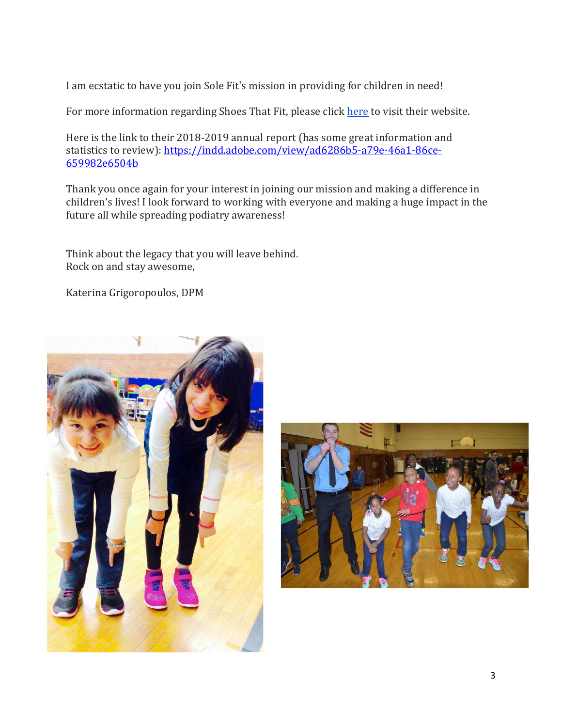I am ecstatic to have you join Sole Fit's mission in providing for children in need!

For more information regarding Shoes That Fit, please click [here](#) to visit their website.

Here is the link to their 2018-2019 annual report (has some great information and statistics to review): https://indd.adobe.com/view/ad6286b5-a79e-46a1-86ce-659982e6504b

Thank you once again for your interest in joining our mission and making a difference in children's lives! I look forward to working with everyone and making a huge impact in the future all while spreading podiatry awareness!

Think about the legacy that you will leave behind.
Rock on and stay awesome,

Katerina Grigoropoulos, DPM